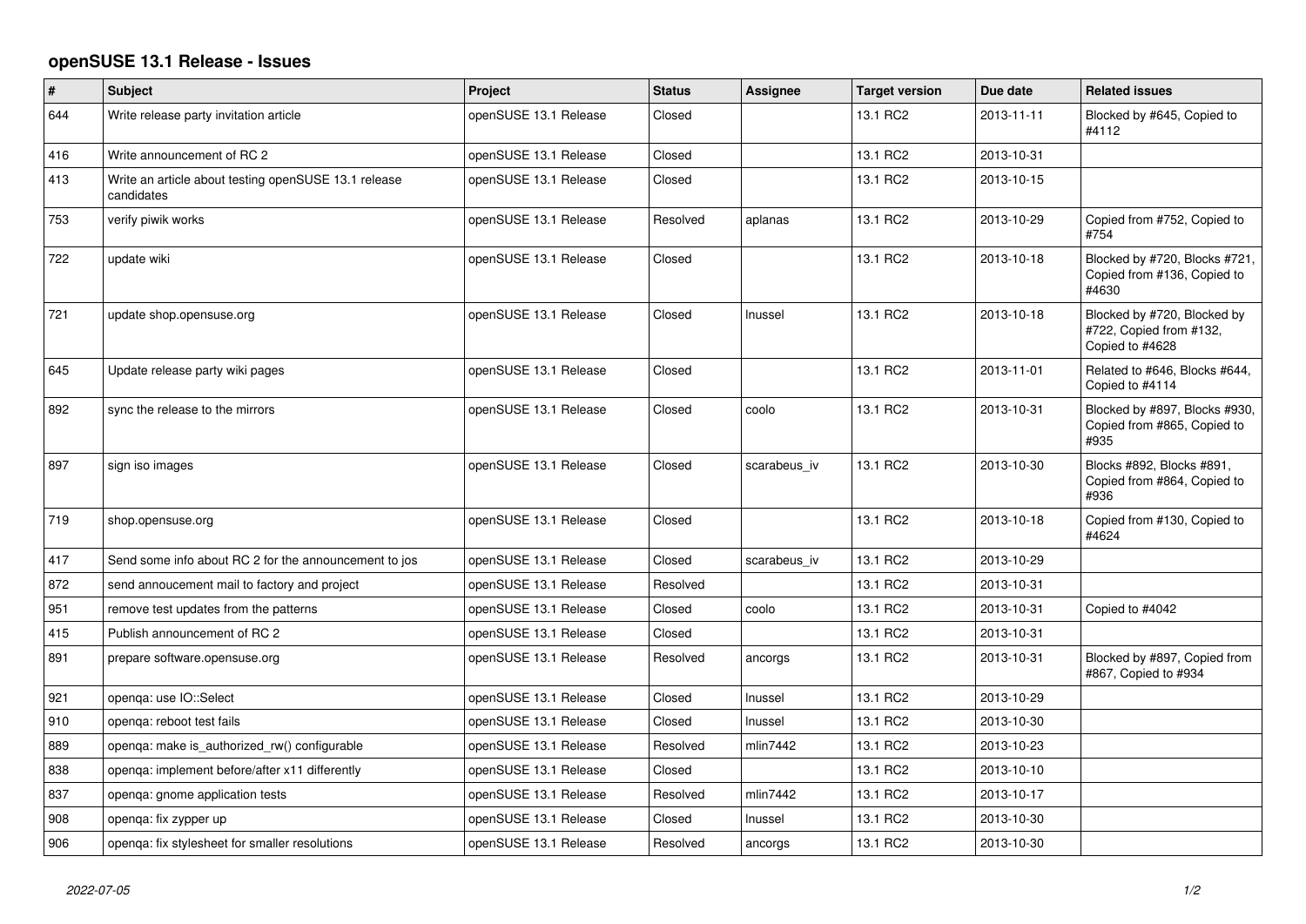## openSUSE 13.1 Release - Issues

| # | Subject | Project | Status | Assignee | Target version | Due date | Related issues |
|---|---|---|---|---|---|---|---|
| 644 | Write release party invitation article | openSUSE 13.1 Release | Closed | | 13.1 RC2 | 2013-11-11 | Blocked by #645, Copied to #4112 |
| 416 | Write announcement of RC 2 | openSUSE 13.1 Release | Closed | | 13.1 RC2 | 2013-10-31 | |
| 413 | Write an article about testing openSUSE 13.1 release candidates | openSUSE 13.1 Release | Closed | | 13.1 RC2 | 2013-10-15 | |
| 753 | verify piwik works | openSUSE 13.1 Release | Resolved | aplanas | 13.1 RC2 | 2013-10-29 | Copied from #752, Copied to #754 |
| 722 | update wiki | openSUSE 13.1 Release | Closed | | 13.1 RC2 | 2013-10-18 | Blocked by #720, Blocks #721, Copied from #136, Copied to #4630 |
| 721 | update shop.opensuse.org | openSUSE 13.1 Release | Closed | lnussel | 13.1 RC2 | 2013-10-18 | Blocked by #720, Blocked by #722, Copied from #132, Copied to #4628 |
| 645 | Update release party wiki pages | openSUSE 13.1 Release | Closed | | 13.1 RC2 | 2013-11-01 | Related to #646, Blocks #644, Copied to #4114 |
| 892 | sync the release to the mirrors | openSUSE 13.1 Release | Closed | coolo | 13.1 RC2 | 2013-10-31 | Blocked by #897, Blocks #930, Copied from #865, Copied to #935 |
| 897 | sign iso images | openSUSE 13.1 Release | Closed | scarabeus_iv | 13.1 RC2 | 2013-10-30 | Blocks #892, Blocks #891, Copied from #864, Copied to #936 |
| 719 | shop.opensuse.org | openSUSE 13.1 Release | Closed | | 13.1 RC2 | 2013-10-18 | Copied from #130, Copied to #4624 |
| 417 | Send some info about RC 2 for the announcement to jos | openSUSE 13.1 Release | Closed | scarabeus_iv | 13.1 RC2 | 2013-10-29 | |
| 872 | send annoucement mail to factory and project | openSUSE 13.1 Release | Resolved | | 13.1 RC2 | 2013-10-31 | |
| 951 | remove test updates from the patterns | openSUSE 13.1 Release | Closed | coolo | 13.1 RC2 | 2013-10-31 | Copied to #4042 |
| 415 | Publish announcement of RC 2 | openSUSE 13.1 Release | Closed | | 13.1 RC2 | 2013-10-31 | |
| 891 | prepare software.opensuse.org | openSUSE 13.1 Release | Resolved | ancorgs | 13.1 RC2 | 2013-10-31 | Blocked by #897, Copied from #867, Copied to #934 |
| 921 | openqa: use IO::Select | openSUSE 13.1 Release | Closed | lnussel | 13.1 RC2 | 2013-10-29 | |
| 910 | openqa: reboot test fails | openSUSE 13.1 Release | Closed | lnussel | 13.1 RC2 | 2013-10-30 | |
| 889 | openqa: make is_authorized_rw() configurable | openSUSE 13.1 Release | Resolved | mlin7442 | 13.1 RC2 | 2013-10-23 | |
| 838 | openqa: implement before/after x11 differently | openSUSE 13.1 Release | Closed | | 13.1 RC2 | 2013-10-10 | |
| 837 | openqa: gnome application tests | openSUSE 13.1 Release | Resolved | mlin7442 | 13.1 RC2 | 2013-10-17 | |
| 908 | openqa: fix zypper up | openSUSE 13.1 Release | Closed | lnussel | 13.1 RC2 | 2013-10-30 | |
| 906 | openqa: fix stylesheet for smaller resolutions | openSUSE 13.1 Release | Resolved | ancorgs | 13.1 RC2 | 2013-10-30 | |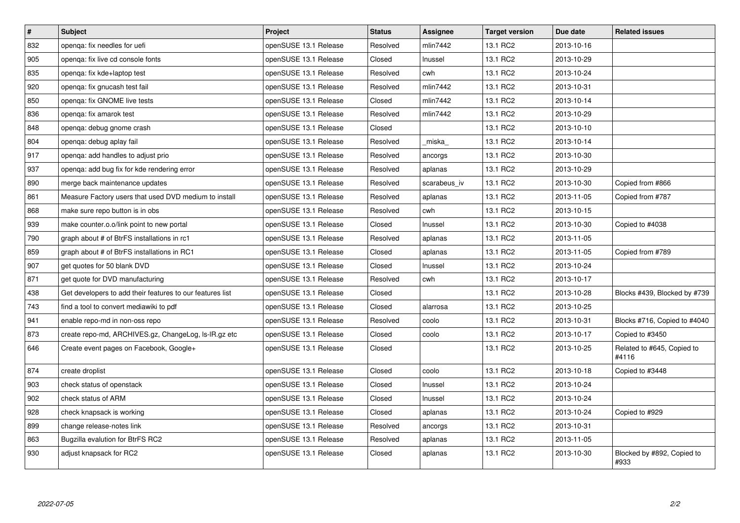| # | Subject | Project | Status | Assignee | Target version | Due date | Related issues |
|---|---|---|---|---|---|---|---|
| 832 | openqa: fix needles for uefi | openSUSE 13.1 Release | Resolved | mlin7442 | 13.1 RC2 | 2013-10-16 | |
| 905 | openqa: fix live cd console fonts | openSUSE 13.1 Release | Closed | lnussel | 13.1 RC2 | 2013-10-29 | |
| 835 | openqa: fix kde+laptop test | openSUSE 13.1 Release | Resolved | cwh | 13.1 RC2 | 2013-10-24 | |
| 920 | openqa: fix gnucash test fail | openSUSE 13.1 Release | Resolved | mlin7442 | 13.1 RC2 | 2013-10-31 | |
| 850 | openqa: fix GNOME live tests | openSUSE 13.1 Release | Closed | mlin7442 | 13.1 RC2 | 2013-10-14 | |
| 836 | openqa: fix amarok test | openSUSE 13.1 Release | Resolved | mlin7442 | 13.1 RC2 | 2013-10-29 | |
| 848 | openqa: debug gnome crash | openSUSE 13.1 Release | Closed | | 13.1 RC2 | 2013-10-10 | |
| 804 | openqa: debug aplay fail | openSUSE 13.1 Release | Resolved | _miska_ | 13.1 RC2 | 2013-10-14 | |
| 917 | openqa: add handles to adjust prio | openSUSE 13.1 Release | Resolved | ancorgs | 13.1 RC2 | 2013-10-30 | |
| 937 | openqa: add bug fix for kde rendering error | openSUSE 13.1 Release | Resolved | aplanas | 13.1 RC2 | 2013-10-29 | |
| 890 | merge back maintenance updates | openSUSE 13.1 Release | Resolved | scarabeus_iv | 13.1 RC2 | 2013-10-30 | Copied from #866 |
| 861 | Measure Factory users that used DVD medium to install | openSUSE 13.1 Release | Resolved | aplanas | 13.1 RC2 | 2013-11-05 | Copied from #787 |
| 868 | make sure repo button is in obs | openSUSE 13.1 Release | Resolved | cwh | 13.1 RC2 | 2013-10-15 | |
| 939 | make counter.o.o/link point to new portal | openSUSE 13.1 Release | Closed | lnussel | 13.1 RC2 | 2013-10-30 | Copied to #4038 |
| 790 | graph about # of BtrFS installations in rc1 | openSUSE 13.1 Release | Resolved | aplanas | 13.1 RC2 | 2013-11-05 | |
| 859 | graph about # of BtrFS installations in RC1 | openSUSE 13.1 Release | Closed | aplanas | 13.1 RC2 | 2013-11-05 | Copied from #789 |
| 907 | get quotes for 50 blank DVD | openSUSE 13.1 Release | Closed | lnussel | 13.1 RC2 | 2013-10-24 | |
| 871 | get quote for DVD manufacturing | openSUSE 13.1 Release | Resolved | cwh | 13.1 RC2 | 2013-10-17 | |
| 438 | Get developers to add their features to our features list | openSUSE 13.1 Release | Closed | | 13.1 RC2 | 2013-10-28 | Blocks #439, Blocked by #739 |
| 743 | find a tool to convert mediawiki to pdf | openSUSE 13.1 Release | Closed | alarrosa | 13.1 RC2 | 2013-10-25 | |
| 941 | enable repo-md in non-oss repo | openSUSE 13.1 Release | Resolved | coolo | 13.1 RC2 | 2013-10-31 | Blocks #716, Copied to #4040 |
| 873 | create repo-md, ARCHIVES.gz, ChangeLog, ls-lR.gz etc | openSUSE 13.1 Release | Closed | coolo | 13.1 RC2 | 2013-10-17 | Copied to #3450 |
| 646 | Create event pages on Facebook, Google+ | openSUSE 13.1 Release | Closed | | 13.1 RC2 | 2013-10-25 | Related to #645, Copied to #4116 |
| 874 | create droplist | openSUSE 13.1 Release | Closed | coolo | 13.1 RC2 | 2013-10-18 | Copied to #3448 |
| 903 | check status of openstack | openSUSE 13.1 Release | Closed | lnussel | 13.1 RC2 | 2013-10-24 | |
| 902 | check status of ARM | openSUSE 13.1 Release | Closed | lnussel | 13.1 RC2 | 2013-10-24 | |
| 928 | check knapsack is working | openSUSE 13.1 Release | Closed | aplanas | 13.1 RC2 | 2013-10-24 | Copied to #929 |
| 899 | change release-notes link | openSUSE 13.1 Release | Resolved | ancorgs | 13.1 RC2 | 2013-10-31 | |
| 863 | Bugzilla evalution for BtrFS RC2 | openSUSE 13.1 Release | Resolved | aplanas | 13.1 RC2 | 2013-11-05 | |
| 930 | adjust knapsack for RC2 | openSUSE 13.1 Release | Closed | aplanas | 13.1 RC2 | 2013-10-30 | Blocked by #892, Copied to #933 |